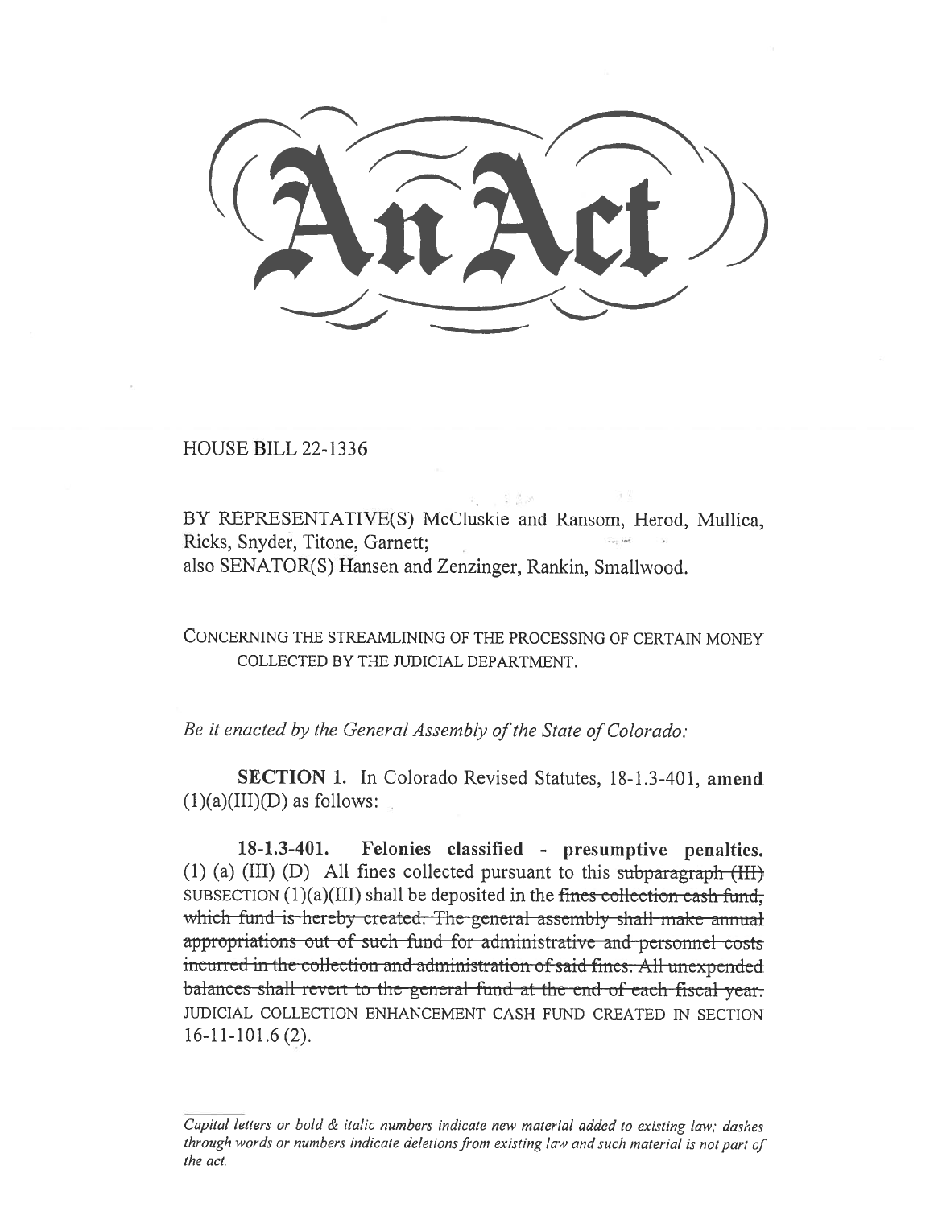# An Act

HOUSE BILL 22-1336

BY REPRESENTATIVE(S) McCluskie and Ransom, Herod, Mullica, Ricks, Snyder, Titone, Garnett;
also SENATOR(S) Hansen and Zenzinger, Rankin, Smallwood.

CONCERNING THE STREAMLINING OF THE PROCESSING OF CERTAIN MONEY COLLECTED BY THE JUDICIAL DEPARTMENT.

*Be it enacted by the General Assembly of the State of Colorado:*

**SECTION 1.** In Colorado Revised Statutes, 18-1.3-401, **amend** (1)(a)(III)(D) as follows:

**18-1.3-401. Felonies classified - presumptive penalties.** (1) (a) (III) (D) All fines collected pursuant to this ~~subparagraph (III)~~ SUBSECTION (1)(a)(III) shall be deposited in the ~~fines collection cash fund, which fund is hereby created. The general assembly shall make annual appropriations out of such fund for administrative and personnel costs incurred in the collection and administration of said fines. All unexpended balances shall revert to the general fund at the end of each fiscal year.~~ JUDICIAL COLLECTION ENHANCEMENT CASH FUND CREATED IN SECTION 16-11-101.6 (2).

*Capital letters or bold & italic numbers indicate new material added to existing law; dashes through words or numbers indicate deletions from existing law and such material is not part of the act.*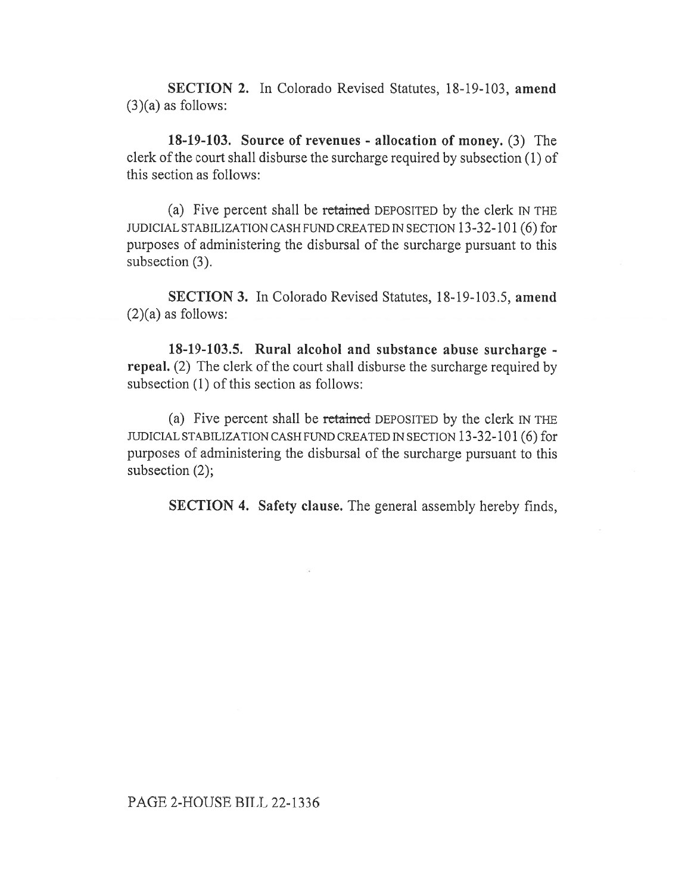**SECTION 2.** In Colorado Revised Statutes, 18-19-103, **amend** (3)(a) as follows:

**18-19-103. Source of revenues - allocation of money.** (3) The clerk of the court shall disburse the surcharge required by subsection (1) of this section as follows:

(a) Five percent shall be ~~retained~~ DEPOSITED by the clerk IN THE JUDICIAL STABILIZATION CASH FUND CREATED IN SECTION 13-32-101 (6) for purposes of administering the disbursal of the surcharge pursuant to this subsection (3).

**SECTION 3.** In Colorado Revised Statutes, 18-19-103.5, **amend** (2)(a) as follows:

**18-19-103.5. Rural alcohol and substance abuse surcharge - repeal.** (2) The clerk of the court shall disburse the surcharge required by subsection (1) of this section as follows:

(a) Five percent shall be ~~retained~~ DEPOSITED by the clerk IN THE JUDICIAL STABILIZATION CASH FUND CREATED IN SECTION 13-32-101 (6) for purposes of administering the disbursal of the surcharge pursuant to this subsection (2);

**SECTION 4. Safety clause.** The general assembly hereby finds,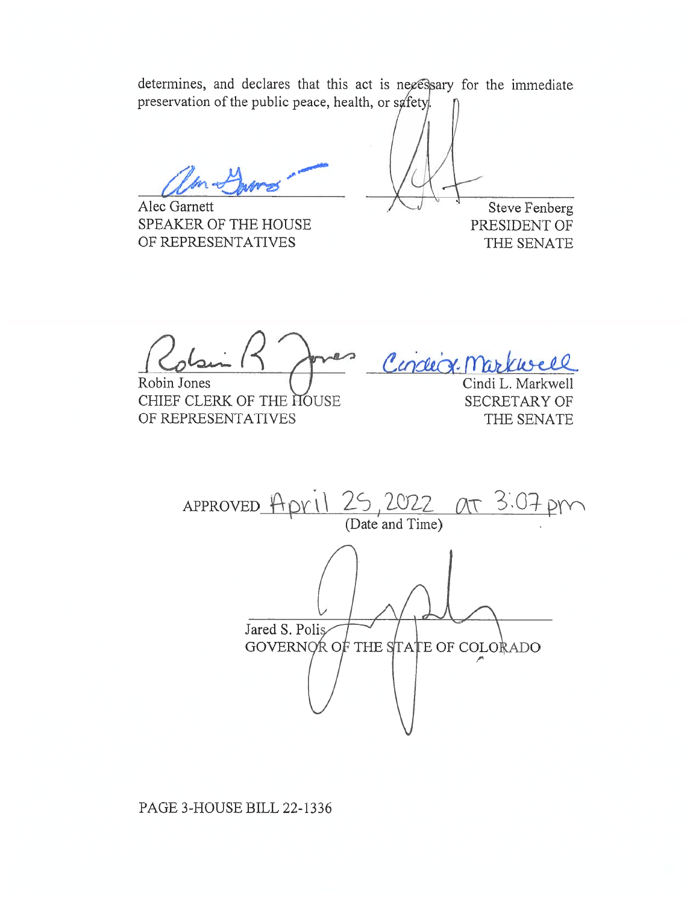determines, and declares that this act is necessary for the immediate preservation of the public peace, health, or safety.

Alec Garnett
SPEAKER OF THE HOUSE
OF REPRESENTATIVES

Steve Fenberg
PRESIDENT OF
THE SENATE

Robin Jones
CHIEF CLERK OF THE HOUSE
OF REPRESENTATIVES

Cindi L. Markwell
SECRETARY OF
THE SENATE

APPROVED April 25, 2022 at 3:07 pm
(Date and Time)

Jared S. Polis
GOVERNOR OF THE STATE OF COLORADO

PAGE 3-HOUSE BILL 22-1336